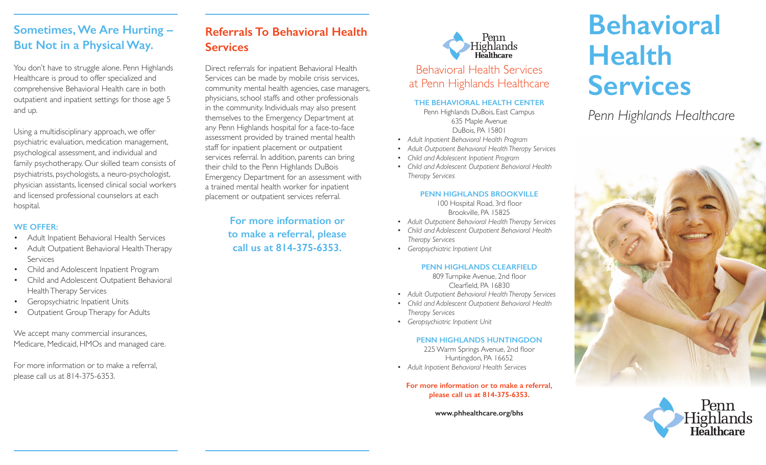## Sometimes, We Are Hurting – But Not in a Physical Way.

You don't have to struggle alone. Penn Highlands Healthcare is proud to offer specialized and comprehensive Behavioral Health care in both outpatient and inpatient settings for those age 5 and up.

Using a multidisciplinary approach, we offer psychiatric evaluation, medication management, psychological assessment, and individual and family psychotherapy. Our skilled team consists of psychiatrists, psychologists, a neuro-psychologist, physician assistants, licensed clinical social workers and licensed professional counselors at each hospital.

**WE OFFER:**

- Adult Inpatient Behavioral Health Services
- Adult Outpatient Behavioral Health Therapy Services
- Child and Adolescent Inpatient Program
- Child and Adolescent Outpatient Behavioral Health Therapy Services
- Geropsychiatric Inpatient Units
- Outpatient Group Therapy for Adults

We accept many commercial insurances, Medicare, Medicaid, HMOs and managed care.

For more information or to make a referral, please call us at 814-375-6353.

## Referrals To Behavioral Health Services

Direct referrals for inpatient Behavioral Health Services can be made by mobile crisis services, community mental health agencies, case managers, physicians, school staffs and other professionals in the community. Individuals may also present themselves to the Emergency Department at any Penn Highlands hospital for a face-to-face assessment provided by trained mental health staff for inpatient placement or outpatient services referral. In addition, parents can bring their child to the Penn Highlands DuBois Emergency Department for an assessment with a trained mental health worker for inpatient placement or outpatient services referral.

**For more information or to make a referral, please call us at 814-375-6353.**

Penn Highlands Healthcare

## Behavioral Health Services at Penn Highlands Healthcare

**THE BEHAVIORAL HEALTH CENTER**
Penn Highlands DuBois, East Campus
635 Maple Avenue
DuBois, PA 15801

- *Adult Inpatient Behavioral Health Program*
- *Adult Outpatient Behavioral Health Therapy Services*
- *Child and Adolescent Inpatient Program*
- *Child and Adolescent Outpatient Behavioral Health Therapy Services*

**PENN HIGHLANDS BROOKVILLE**
100 Hospital Road, 3rd floor
Brookville, PA 15825

- *Adult Outpatient Behavioral Health Therapy Services*
- *Child and Adolescent Outpatient Behavioral Health Therapy Services*
- *Geropsychiatric Inpatient Unit*

**PENN HIGHLANDS CLEARFIELD**
809 Turnpike Avenue, 2nd floor
Clearfield, PA 16830

- *Adult Outpatient Behavioral Health Therapy Services*
- *Child and Adolescent Outpatient Behavioral Health Therapy Services*
- *Geropsychiatric Inpatient Unit*

**PENN HIGHLANDS HUNTINGDON**
225 Warm Springs Avenue, 2nd floor
Huntingdon, PA 16652

- *Adult Inpatient Behavioral Health Services*

**For more information or to make a referral, please call us at 814-375-6353.**

**www.phhealthcare.org/bhs**

# Behavioral Health Services

*Penn Highlands Healthcare*

Penn Highlands Healthcare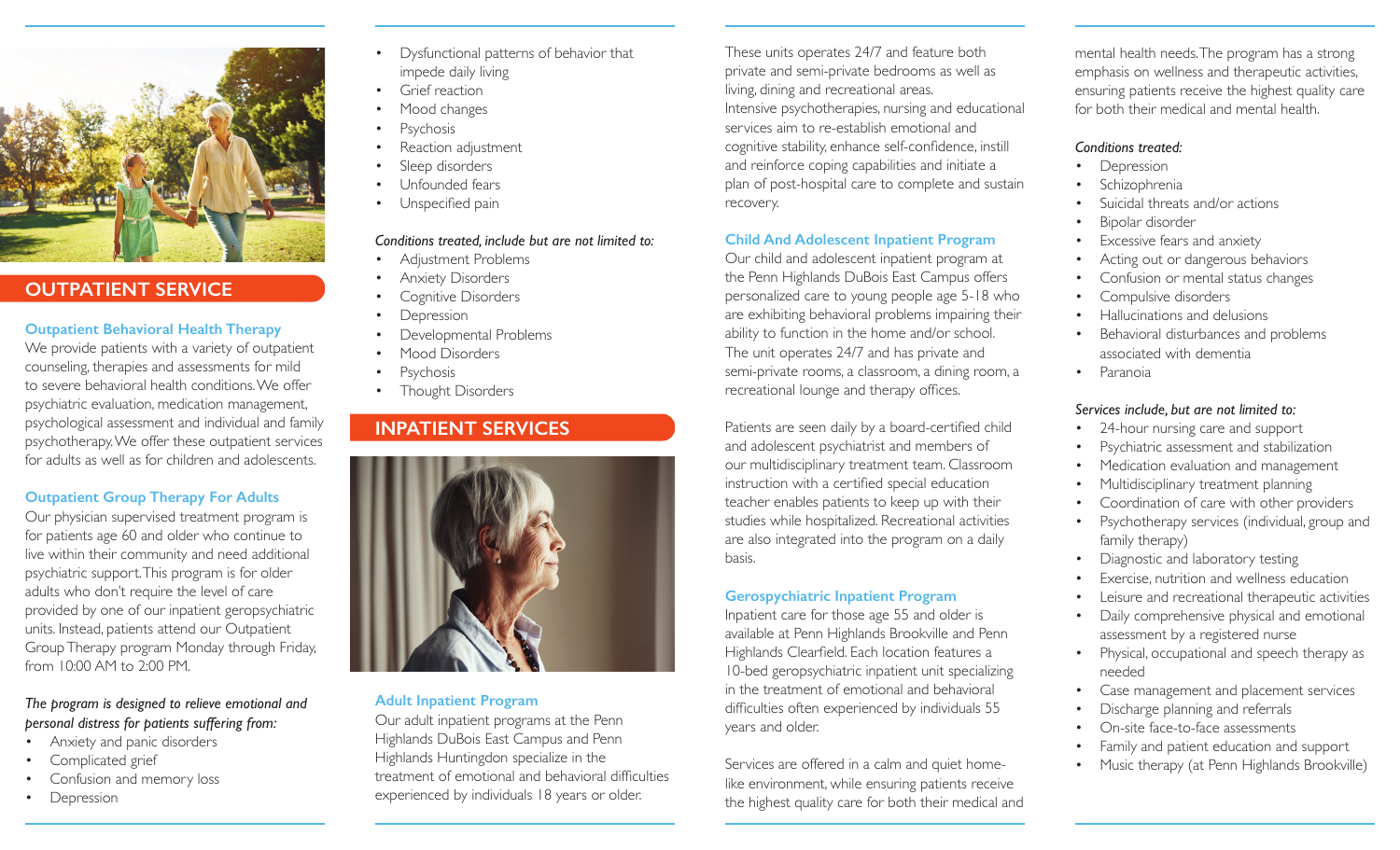## OUTPATIENT SERVICE

### Outpatient Behavioral Health Therapy

We provide patients with a variety of outpatient counseling, therapies and assessments for mild to severe behavioral health conditions. We offer psychiatric evaluation, medication management, psychological assessment and individual and family psychotherapy. We offer these outpatient services for adults as well as for children and adolescents.

### Outpatient Group Therapy For Adults

Our physician supervised treatment program is for patients age 60 and older who continue to live within their community and need additional psychiatric support. This program is for older adults who don't require the level of care provided by one of our inpatient geropsychiatric units. Instead, patients attend our Outpatient Group Therapy program Monday through Friday, from 10:00 AM to 2:00 PM.

*The program is designed to relieve emotional and personal distress for patients suffering from:*

- Anxiety and panic disorders
- Complicated grief
- Confusion and memory loss
- Depression
- Dysfunctional patterns of behavior that impede daily living
- Grief reaction
- Mood changes
- Psychosis
- Reaction adjustment
- Sleep disorders
- Unfounded fears
- Unspecified pain

*Conditions treated, include but are not limited to:*

- Adjustment Problems
- Anxiety Disorders
- Cognitive Disorders
- Depression
- Developmental Problems
- Mood Disorders
- Psychosis
- Thought Disorders

## INPATIENT SERVICES

### Adult Inpatient Program

Our adult inpatient programs at the Penn Highlands DuBois East Campus and Penn Highlands Huntingdon specialize in the treatment of emotional and behavioral difficulties experienced by individuals 18 years or older.

These units operates 24/7 and feature both private and semi-private bedrooms as well as living, dining and recreational areas.
Intensive psychotherapies, nursing and educational services aim to re-establish emotional and cognitive stability, enhance self-confidence, instill and reinforce coping capabilities and initiate a plan of post-hospital care to complete and sustain recovery.

### Child And Adolescent Inpatient Program

Our child and adolescent inpatient program at the Penn Highlands DuBois East Campus offers personalized care to young people age 5-18 who are exhibiting behavioral problems impairing their ability to function in the home and/or school. The unit operates 24/7 and has private and semi-private rooms, a classroom, a dining room, a recreational lounge and therapy offices.

Patients are seen daily by a board-certified child and adolescent psychiatrist and members of our multidisciplinary treatment team. Classroom instruction with a certified special education teacher enables patients to keep up with their studies while hospitalized. Recreational activities are also integrated into the program on a daily basis.

### Gerospychiatric Inpatient Program

Inpatient care for those age 55 and older is available at Penn Highlands Brookville and Penn Highlands Clearfield. Each location features a 10-bed geropsychiatric inpatient unit specializing in the treatment of emotional and behavioral difficulties often experienced by individuals 55 years and older.

Services are offered in a calm and quiet home-like environment, while ensuring patients receive the highest quality care for both their medical and mental health needs. The program has a strong emphasis on wellness and therapeutic activities, ensuring patients receive the highest quality care for both their medical and mental health.

*Conditions treated:*

- Depression
- Schizophrenia
- Suicidal threats and/or actions
- Bipolar disorder
- Excessive fears and anxiety
- Acting out or dangerous behaviors
- Confusion or mental status changes
- Compulsive disorders
- Hallucinations and delusions
- Behavioral disturbances and problems associated with dementia
- Paranoia

*Services include, but are not limited to:*

- 24-hour nursing care and support
- Psychiatric assessment and stabilization
- Medication evaluation and management
- Multidisciplinary treatment planning
- Coordination of care with other providers
- Psychotherapy services (individual, group and family therapy)
- Diagnostic and laboratory testing
- Exercise, nutrition and wellness education
- Leisure and recreational therapeutic activities
- Daily comprehensive physical and emotional assessment by a registered nurse
- Physical, occupational and speech therapy as needed
- Case management and placement services
- Discharge planning and referrals
- On-site face-to-face assessments
- Family and patient education and support
- Music therapy (at Penn Highlands Brookville)